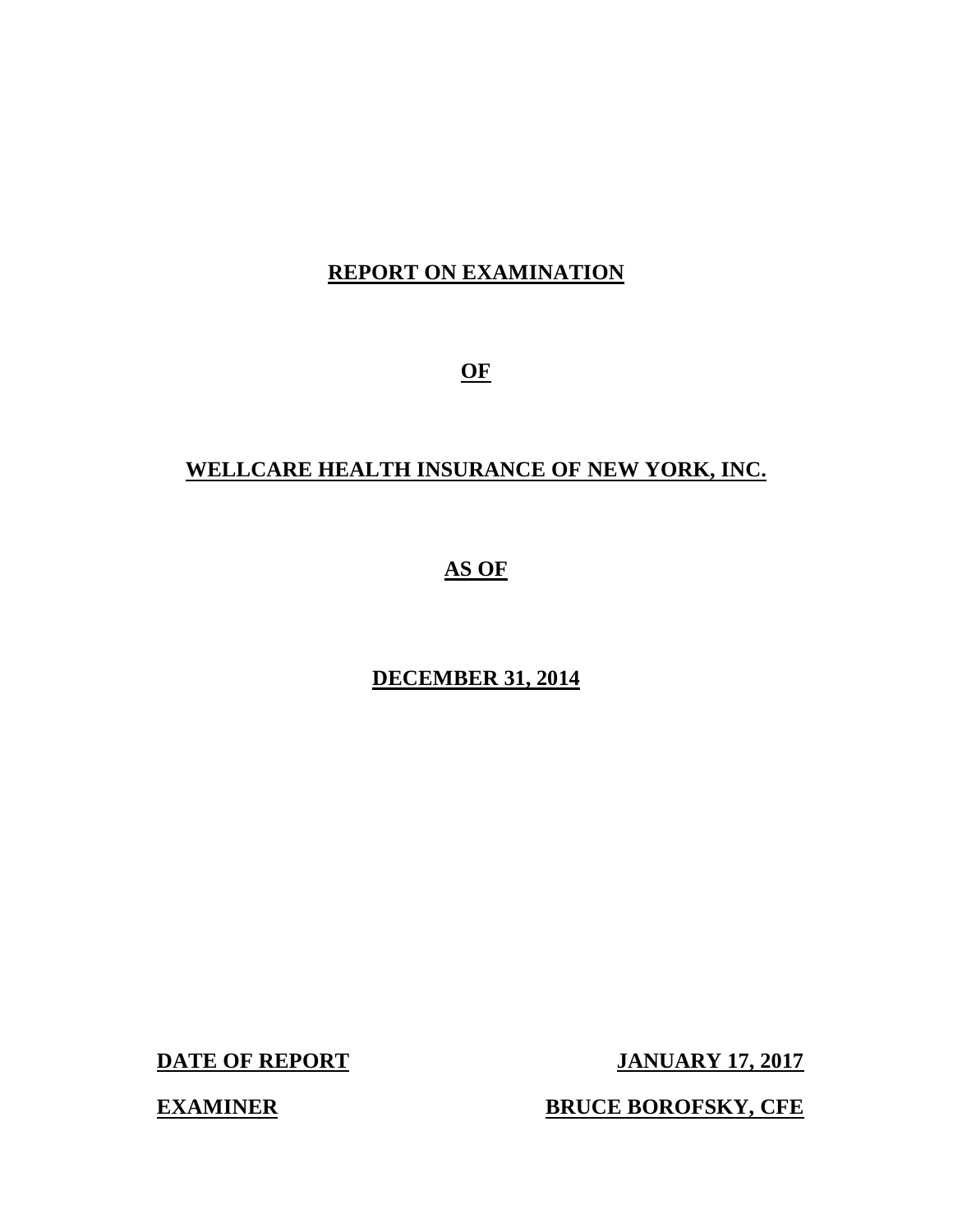# REPORT ON EXAMINATION

# OF

# WELLCARE HEALTH INSURANCE OF NEW YORK, INC.

# AS OF

# DECEMBER 31, 2014

**DATE OF REPORT** **JANUARY 17, 2017**

**EXAMINER** **BRUCE BOROFSKY, CFE**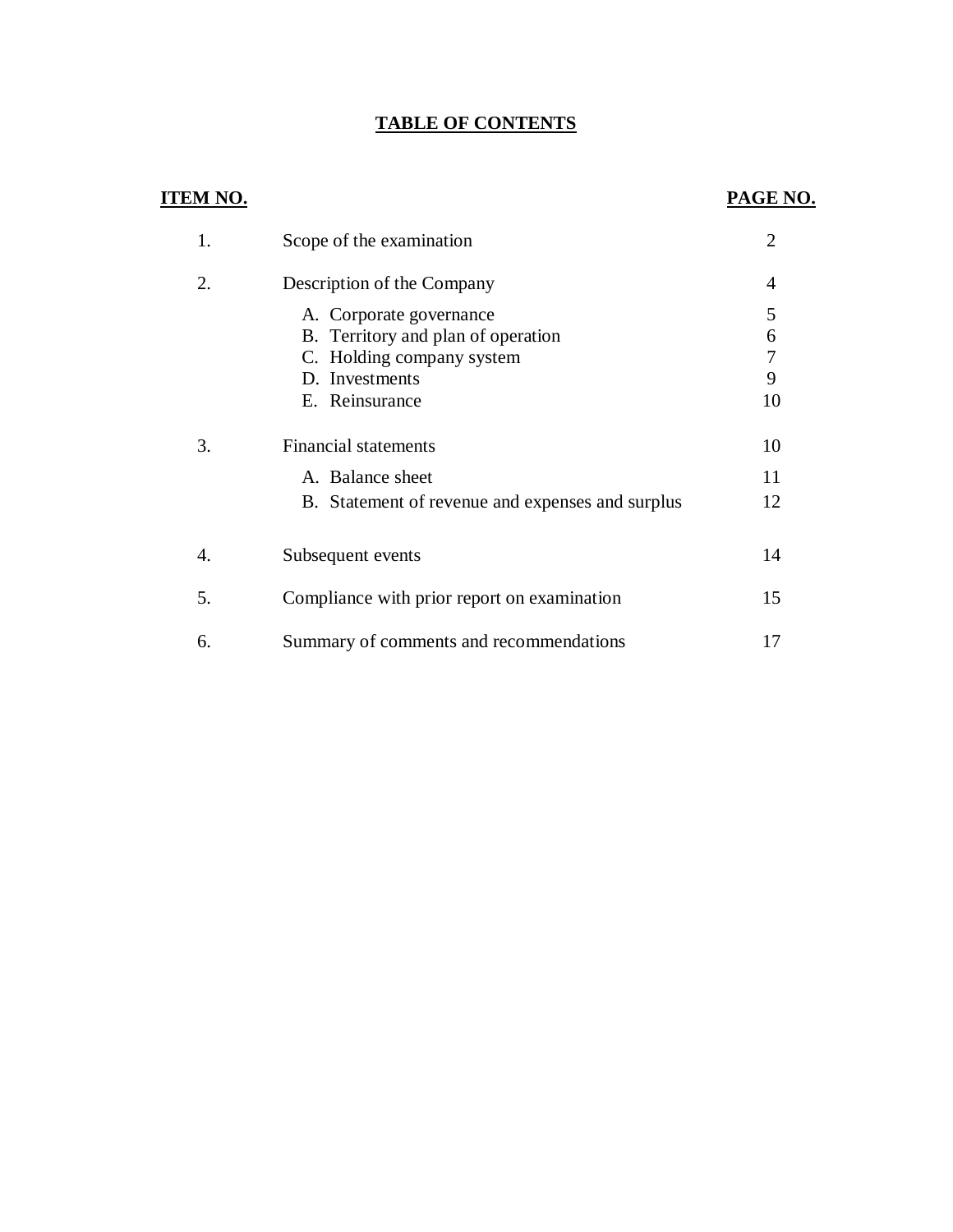# TABLE OF CONTENTS

| ITEM NO. | | PAGE NO. |
|---|---|---|
| 1. | Scope of the examination | 2 |
| 2. | Description of the Company | 4 |
| | A. Corporate governance | 5 |
| | B. Territory and plan of operation | 6 |
| | C. Holding company system | 7 |
| | D. Investments | 9 |
| | E. Reinsurance | 10 |
| 3. | Financial statements | 10 |
| | A. Balance sheet | 11 |
| | B. Statement of revenue and expenses and surplus | 12 |
| 4. | Subsequent events | 14 |
| 5. | Compliance with prior report on examination | 15 |
| 6. | Summary of comments and recommendations | 17 |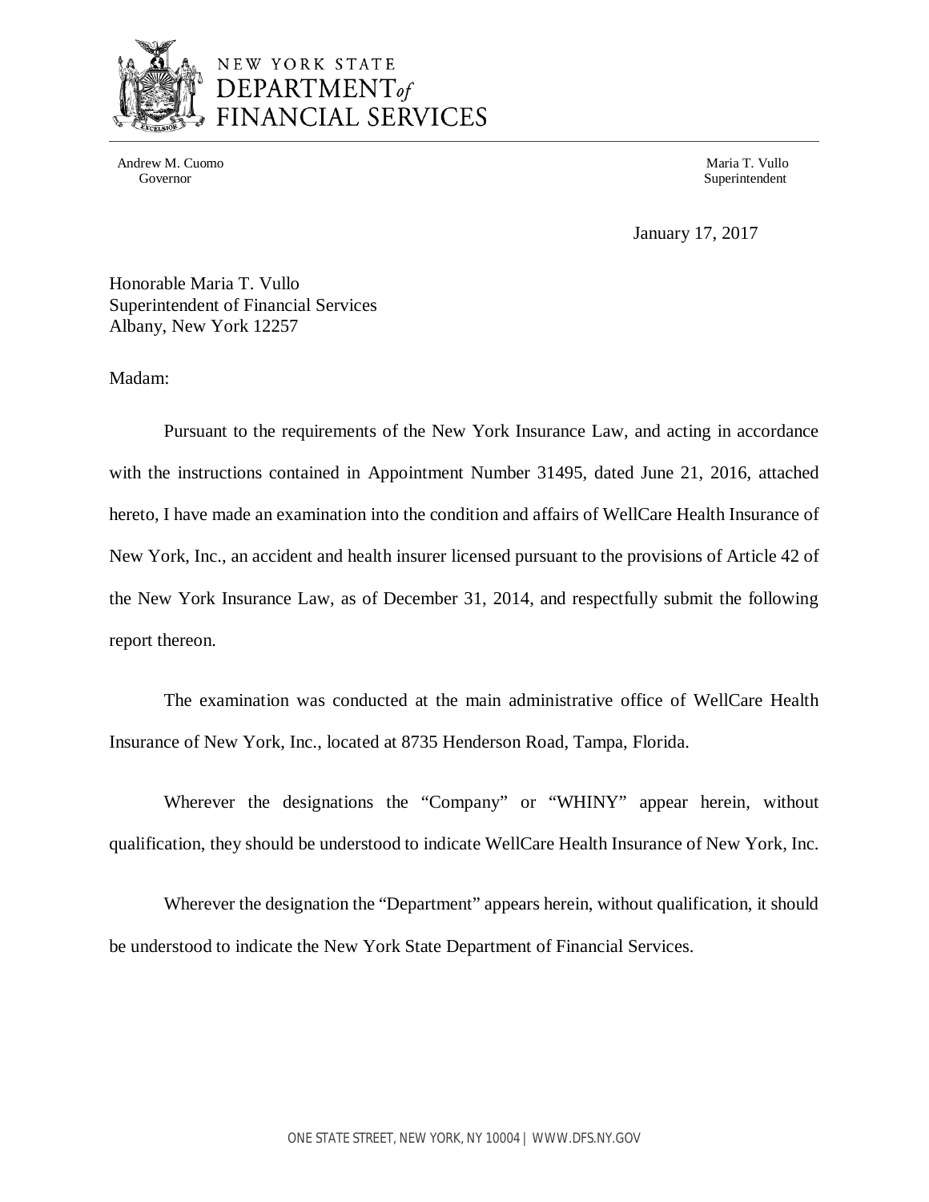NEW YORK STATE
DEPARTMENT *of*
FINANCIAL SERVICES

Andrew M. Cuomo
Governor

Maria T. Vullo
Superintendent

January 17, 2017

Honorable Maria T. Vullo
Superintendent of Financial Services
Albany, New York 12257

Madam:

Pursuant to the requirements of the New York Insurance Law, and acting in accordance with the instructions contained in Appointment Number 31495, dated June 21, 2016, attached hereto, I have made an examination into the condition and affairs of WellCare Health Insurance of New York, Inc., an accident and health insurer licensed pursuant to the provisions of Article 42 of the New York Insurance Law, as of December 31, 2014, and respectfully submit the following report thereon.

The examination was conducted at the main administrative office of WellCare Health Insurance of New York, Inc., located at 8735 Henderson Road, Tampa, Florida.

Wherever the designations the "Company" or "WHINY" appear herein, without qualification, they should be understood to indicate WellCare Health Insurance of New York, Inc.

Wherever the designation the "Department" appears herein, without qualification, it should be understood to indicate the New York State Department of Financial Services.

ONE STATE STREET, NEW YORK, NY 10004 | WWW.DFS.NY.GOV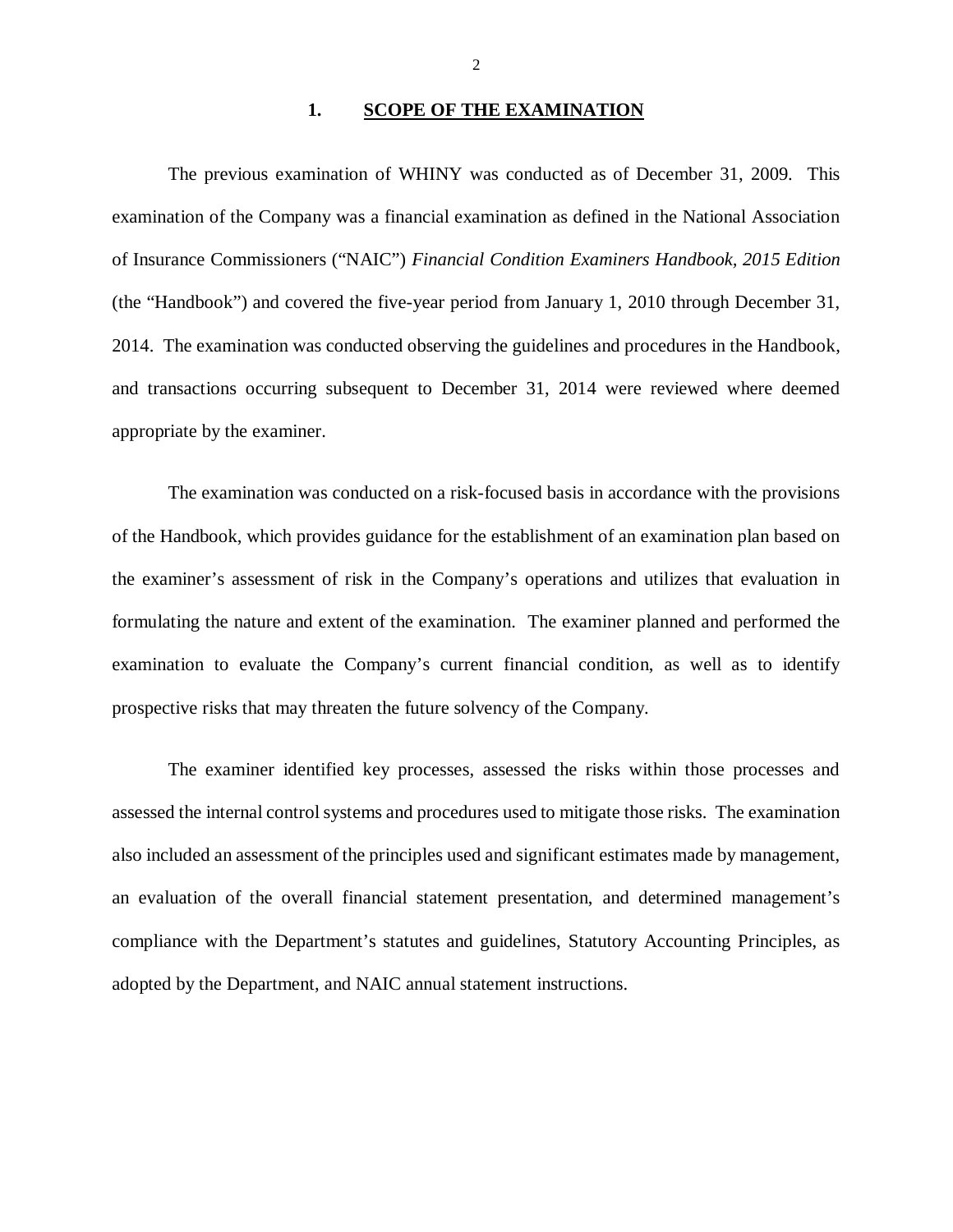## 1. SCOPE OF THE EXAMINATION

The previous examination of WHINY was conducted as of December 31, 2009. This examination of the Company was a financial examination as defined in the National Association of Insurance Commissioners ("NAIC") *Financial Condition Examiners Handbook, 2015 Edition* (the "Handbook") and covered the five-year period from January 1, 2010 through December 31, 2014. The examination was conducted observing the guidelines and procedures in the Handbook, and transactions occurring subsequent to December 31, 2014 were reviewed where deemed appropriate by the examiner.

The examination was conducted on a risk-focused basis in accordance with the provisions of the Handbook, which provides guidance for the establishment of an examination plan based on the examiner's assessment of risk in the Company's operations and utilizes that evaluation in formulating the nature and extent of the examination. The examiner planned and performed the examination to evaluate the Company's current financial condition, as well as to identify prospective risks that may threaten the future solvency of the Company.

The examiner identified key processes, assessed the risks within those processes and assessed the internal control systems and procedures used to mitigate those risks. The examination also included an assessment of the principles used and significant estimates made by management, an evaluation of the overall financial statement presentation, and determined management's compliance with the Department's statutes and guidelines, Statutory Accounting Principles, as adopted by the Department, and NAIC annual statement instructions.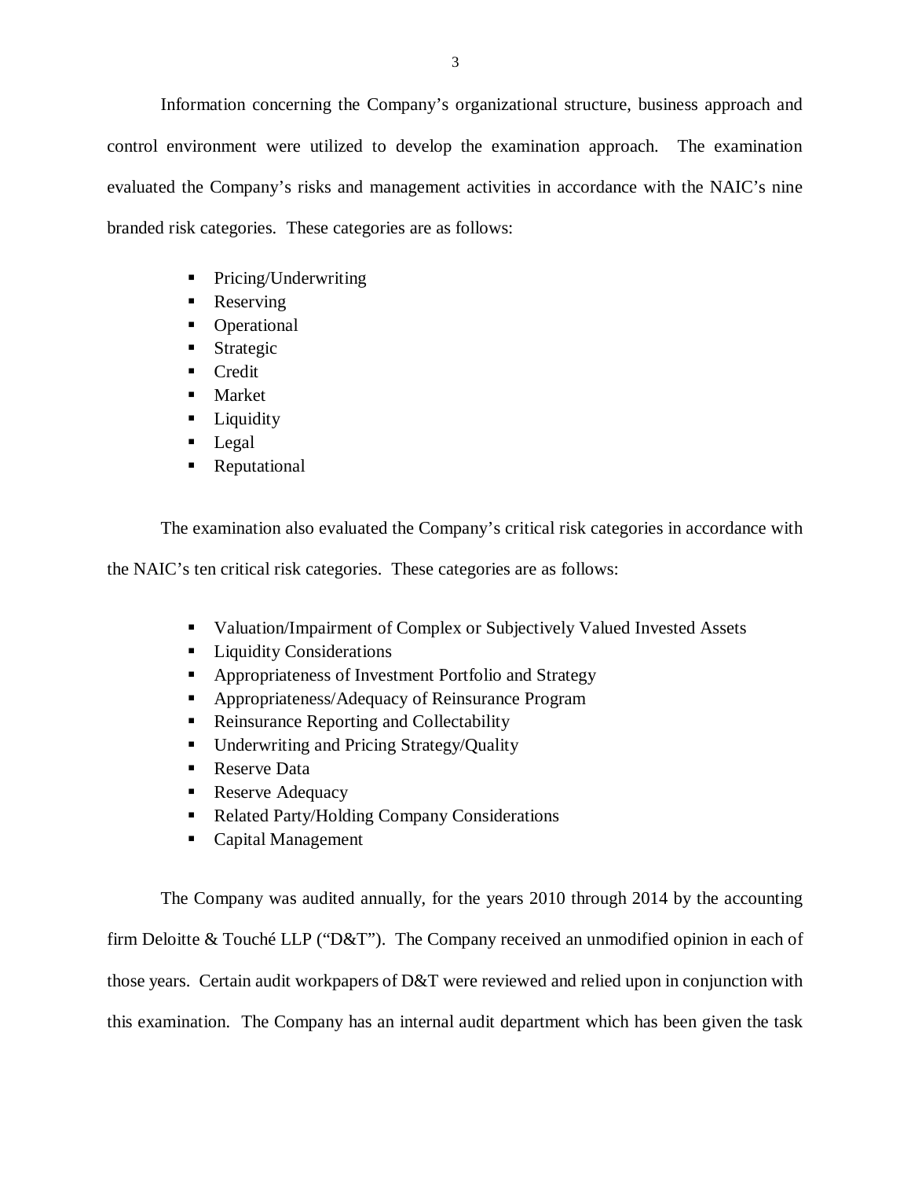Information concerning the Company's organizational structure, business approach and control environment were utilized to develop the examination approach. The examination evaluated the Company's risks and management activities in accordance with the NAIC's nine branded risk categories. These categories are as follows:

- Pricing/Underwriting
- Reserving
- Operational
- Strategic
- Credit
- Market
- Liquidity
- Legal
- Reputational

The examination also evaluated the Company's critical risk categories in accordance with the NAIC's ten critical risk categories. These categories are as follows:

- Valuation/Impairment of Complex or Subjectively Valued Invested Assets
- Liquidity Considerations
- Appropriateness of Investment Portfolio and Strategy
- Appropriateness/Adequacy of Reinsurance Program
- Reinsurance Reporting and Collectability
- Underwriting and Pricing Strategy/Quality
- Reserve Data
- Reserve Adequacy
- Related Party/Holding Company Considerations
- Capital Management

The Company was audited annually, for the years 2010 through 2014 by the accounting firm Deloitte & Touché LLP ("D&T"). The Company received an unmodified opinion in each of those years. Certain audit workpapers of D&T were reviewed and relied upon in conjunction with this examination. The Company has an internal audit department which has been given the task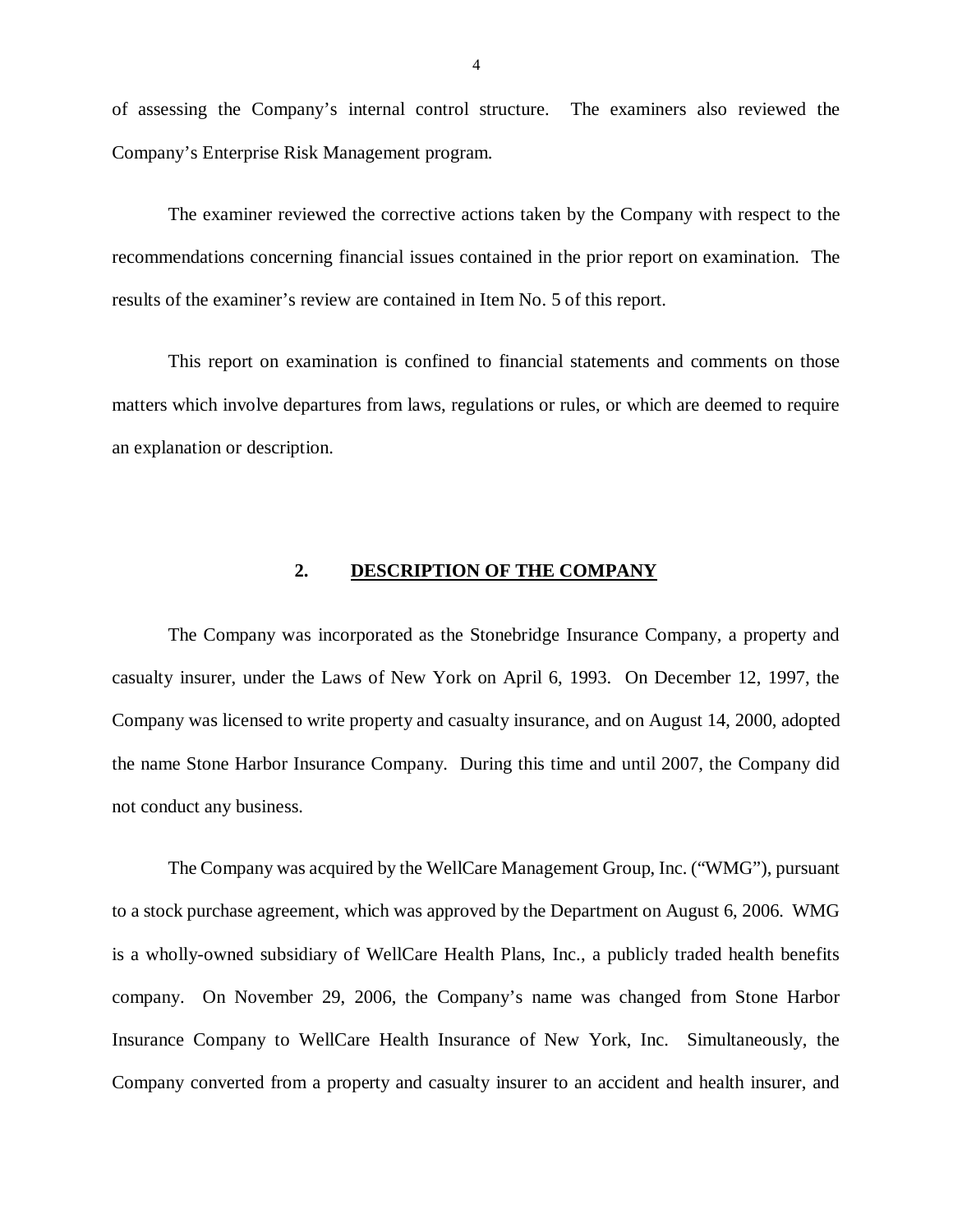of assessing the Company's internal control structure. The examiners also reviewed the Company's Enterprise Risk Management program.

The examiner reviewed the corrective actions taken by the Company with respect to the recommendations concerning financial issues contained in the prior report on examination. The results of the examiner's review are contained in Item No. 5 of this report.

This report on examination is confined to financial statements and comments on those matters which involve departures from laws, regulations or rules, or which are deemed to require an explanation or description.

## 2. DESCRIPTION OF THE COMPANY

The Company was incorporated as the Stonebridge Insurance Company, a property and casualty insurer, under the Laws of New York on April 6, 1993. On December 12, 1997, the Company was licensed to write property and casualty insurance, and on August 14, 2000, adopted the name Stone Harbor Insurance Company. During this time and until 2007, the Company did not conduct any business.

The Company was acquired by the WellCare Management Group, Inc. ("WMG"), pursuant to a stock purchase agreement, which was approved by the Department on August 6, 2006. WMG is a wholly-owned subsidiary of WellCare Health Plans, Inc., a publicly traded health benefits company. On November 29, 2006, the Company's name was changed from Stone Harbor Insurance Company to WellCare Health Insurance of New York, Inc. Simultaneously, the Company converted from a property and casualty insurer to an accident and health insurer, and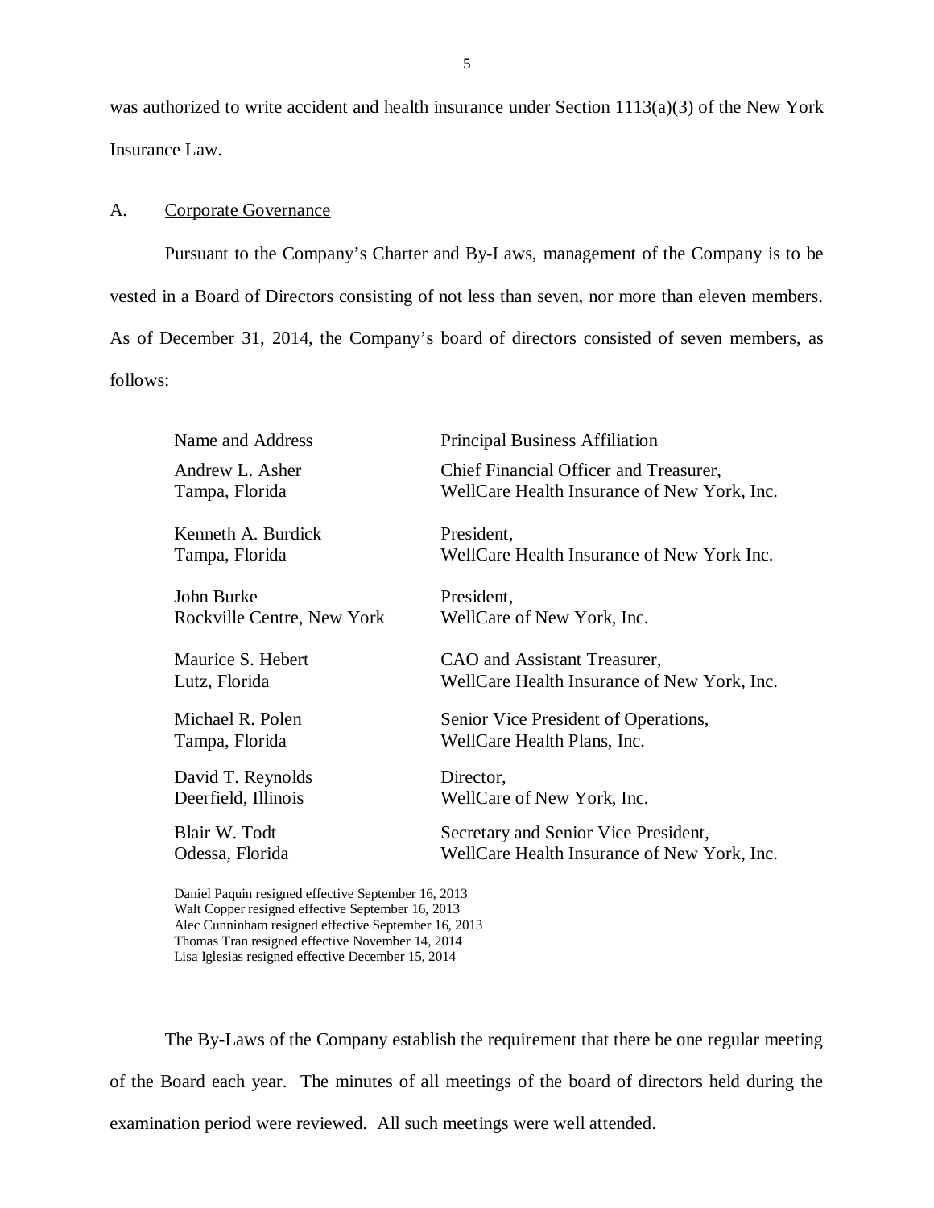was authorized to write accident and health insurance under Section 1113(a)(3) of the New York Insurance Law.

## A. Corporate Governance

Pursuant to the Company's Charter and By-Laws, management of the Company is to be vested in a Board of Directors consisting of not less than seven, nor more than eleven members. As of December 31, 2014, the Company's board of directors consisted of seven members, as follows:

| Name and Address | Principal Business Affiliation |
| --- | --- |
| Andrew L. Asher<br>Tampa, Florida | Chief Financial Officer and Treasurer,<br>WellCare Health Insurance of New York, Inc. |
| Kenneth A. Burdick<br>Tampa, Florida | President,<br>WellCare Health Insurance of New York Inc. |
| John Burke<br>Rockville Centre, New York | President,<br>WellCare of New York, Inc. |
| Maurice S. Hebert<br>Lutz, Florida | CAO and Assistant Treasurer,<br>WellCare Health Insurance of New York, Inc. |
| Michael R. Polen<br>Tampa, Florida | Senior Vice President of Operations,<br>WellCare Health Plans, Inc. |
| David T. Reynolds<br>Deerfield, Illinois | Director,<br>WellCare of New York, Inc. |
| Blair W. Todt<br>Odessa, Florida | Secretary and Senior Vice President,<br>WellCare Health Insurance of New York, Inc. |

Daniel Paquin resigned effective September 16, 2013
Walt Copper resigned effective September 16, 2013
Alec Cunninham resigned effective September 16, 2013
Thomas Tran resigned effective November 14, 2014
Lisa Iglesias resigned effective December 15, 2014

The By-Laws of the Company establish the requirement that there be one regular meeting of the Board each year. The minutes of all meetings of the board of directors held during the examination period were reviewed. All such meetings were well attended.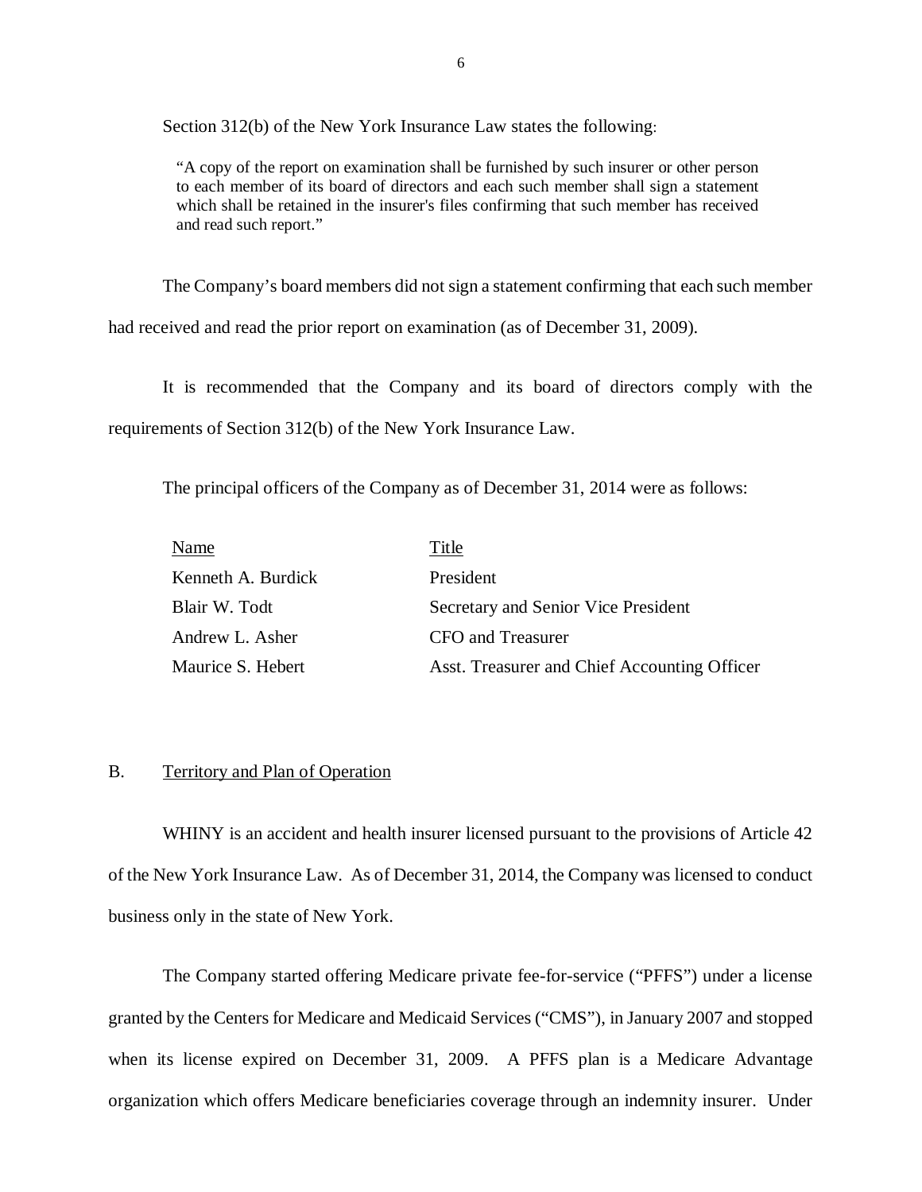Section 312(b) of the New York Insurance Law states the following:

> "A copy of the report on examination shall be furnished by such insurer or other person to each member of its board of directors and each such member shall sign a statement which shall be retained in the insurer's files confirming that such member has received and read such report."

The Company's board members did not sign a statement confirming that each such member had received and read the prior report on examination (as of December 31, 2009).

It is recommended that the Company and its board of directors comply with the requirements of Section 312(b) of the New York Insurance Law.

The principal officers of the Company as of December 31, 2014 were as follows:

| Name | Title |
|---|---|
| Kenneth A. Burdick | President |
| Blair W. Todt | Secretary and Senior Vice President |
| Andrew L. Asher | CFO and Treasurer |
| Maurice S. Hebert | Asst. Treasurer and Chief Accounting Officer |

## B. Territory and Plan of Operation

WHINY is an accident and health insurer licensed pursuant to the provisions of Article 42 of the New York Insurance Law. As of December 31, 2014, the Company was licensed to conduct business only in the state of New York.

The Company started offering Medicare private fee-for-service ("PFFS") under a license granted by the Centers for Medicare and Medicaid Services ("CMS"), in January 2007 and stopped when its license expired on December 31, 2009. A PFFS plan is a Medicare Advantage organization which offers Medicare beneficiaries coverage through an indemnity insurer. Under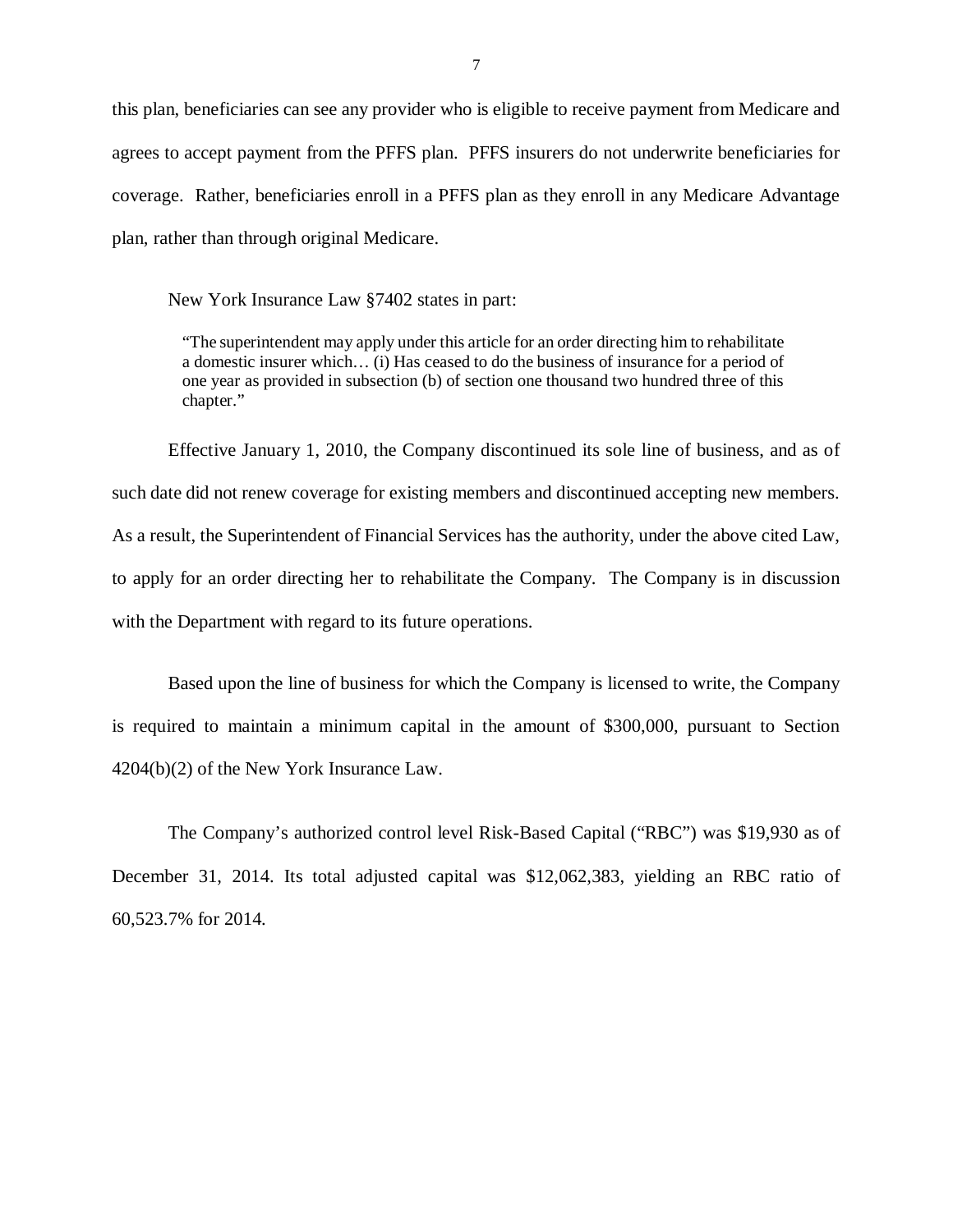this plan, beneficiaries can see any provider who is eligible to receive payment from Medicare and agrees to accept payment from the PFFS plan. PFFS insurers do not underwrite beneficiaries for coverage. Rather, beneficiaries enroll in a PFFS plan as they enroll in any Medicare Advantage plan, rather than through original Medicare.

New York Insurance Law §7402 states in part:

> "The superintendent may apply under this article for an order directing him to rehabilitate a domestic insurer which… (i) Has ceased to do the business of insurance for a period of one year as provided in subsection (b) of section one thousand two hundred three of this chapter."

Effective January 1, 2010, the Company discontinued its sole line of business, and as of such date did not renew coverage for existing members and discontinued accepting new members. As a result, the Superintendent of Financial Services has the authority, under the above cited Law, to apply for an order directing her to rehabilitate the Company. The Company is in discussion with the Department with regard to its future operations.

Based upon the line of business for which the Company is licensed to write, the Company is required to maintain a minimum capital in the amount of $300,000, pursuant to Section 4204(b)(2) of the New York Insurance Law.

The Company's authorized control level Risk-Based Capital ("RBC") was $19,930 as of December 31, 2014. Its total adjusted capital was $12,062,383, yielding an RBC ratio of 60,523.7% for 2014.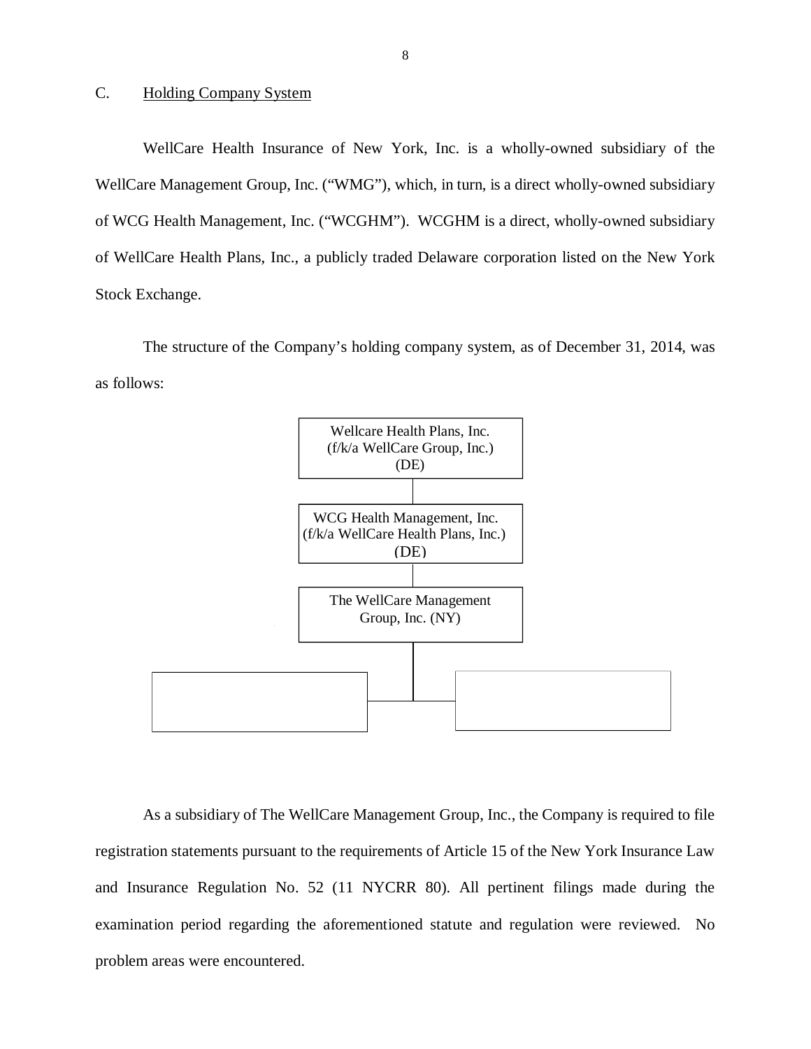## C. Holding Company System

WellCare Health Insurance of New York, Inc. is a wholly-owned subsidiary of the WellCare Management Group, Inc. ("WMG"), which, in turn, is a direct wholly-owned subsidiary of WCG Health Management, Inc. ("WCGHM"). WCGHM is a direct, wholly-owned subsidiary of WellCare Health Plans, Inc., a publicly traded Delaware corporation listed on the New York Stock Exchange.

The structure of the Company's holding company system, as of December 31, 2014, was as follows:

Wellcare Health Plans, Inc.
(f/k/a WellCare Group, Inc.)
(DE)

WCG Health Management, Inc.
(f/k/a WellCare Health Plans, Inc.)
(DE)

The WellCare Management Group, Inc. (NY)

As a subsidiary of The WellCare Management Group, Inc., the Company is required to file registration statements pursuant to the requirements of Article 15 of the New York Insurance Law and Insurance Regulation No. 52 (11 NYCRR 80). All pertinent filings made during the examination period regarding the aforementioned statute and regulation were reviewed. No problem areas were encountered.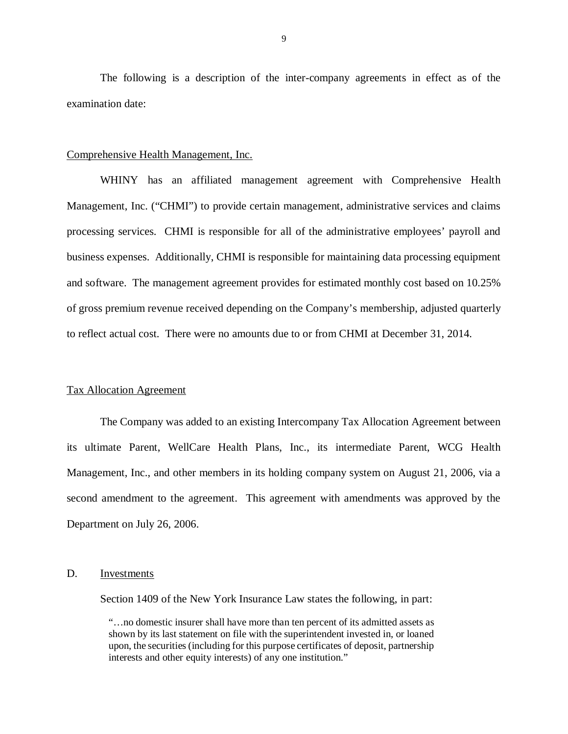The following is a description of the inter-company agreements in effect as of the examination date:

Comprehensive Health Management, Inc.

WHINY has an affiliated management agreement with Comprehensive Health Management, Inc. ("CHMI") to provide certain management, administrative services and claims processing services. CHMI is responsible for all of the administrative employees' payroll and business expenses. Additionally, CHMI is responsible for maintaining data processing equipment and software. The management agreement provides for estimated monthly cost based on 10.25% of gross premium revenue received depending on the Company's membership, adjusted quarterly to reflect actual cost. There were no amounts due to or from CHMI at December 31, 2014.

Tax Allocation Agreement

The Company was added to an existing Intercompany Tax Allocation Agreement between its ultimate Parent, WellCare Health Plans, Inc., its intermediate Parent, WCG Health Management, Inc., and other members in its holding company system on August 21, 2006, via a second amendment to the agreement. This agreement with amendments was approved by the Department on July 26, 2006.

## D. Investments

Section 1409 of the New York Insurance Law states the following, in part:

> "…no domestic insurer shall have more than ten percent of its admitted assets as shown by its last statement on file with the superintendent invested in, or loaned upon, the securities (including for this purpose certificates of deposit, partnership interests and other equity interests) of any one institution."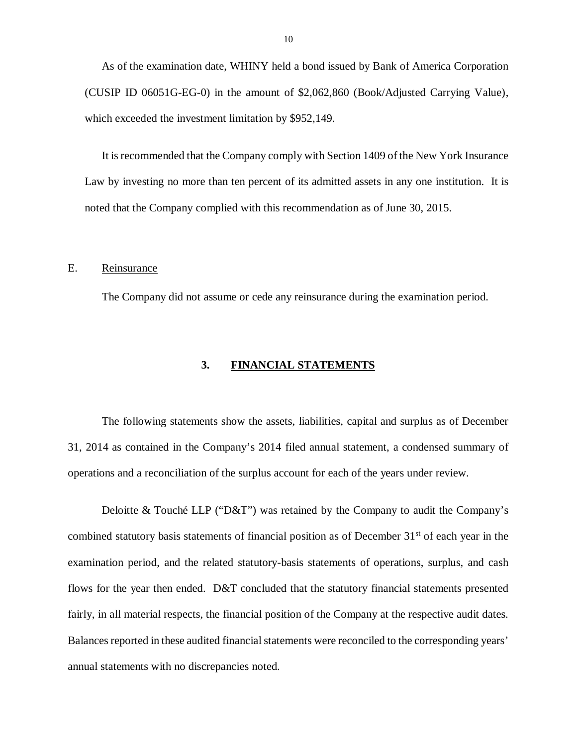As of the examination date, WHINY held a bond issued by Bank of America Corporation (CUSIP ID 06051G-EG-0) in the amount of $2,062,860 (Book/Adjusted Carrying Value), which exceeded the investment limitation by $952,149.

It is recommended that the Company comply with Section 1409 of the New York Insurance Law by investing no more than ten percent of its admitted assets in any one institution. It is noted that the Company complied with this recommendation as of June 30, 2015.

E. Reinsurance

The Company did not assume or cede any reinsurance during the examination period.

## 3. FINANCIAL STATEMENTS

The following statements show the assets, liabilities, capital and surplus as of December 31, 2014 as contained in the Company's 2014 filed annual statement, a condensed summary of operations and a reconciliation of the surplus account for each of the years under review.

Deloitte & Touché LLP ("D&T") was retained by the Company to audit the Company's combined statutory basis statements of financial position as of December 31st of each year in the examination period, and the related statutory-basis statements of operations, surplus, and cash flows for the year then ended. D&T concluded that the statutory financial statements presented fairly, in all material respects, the financial position of the Company at the respective audit dates. Balances reported in these audited financial statements were reconciled to the corresponding years' annual statements with no discrepancies noted.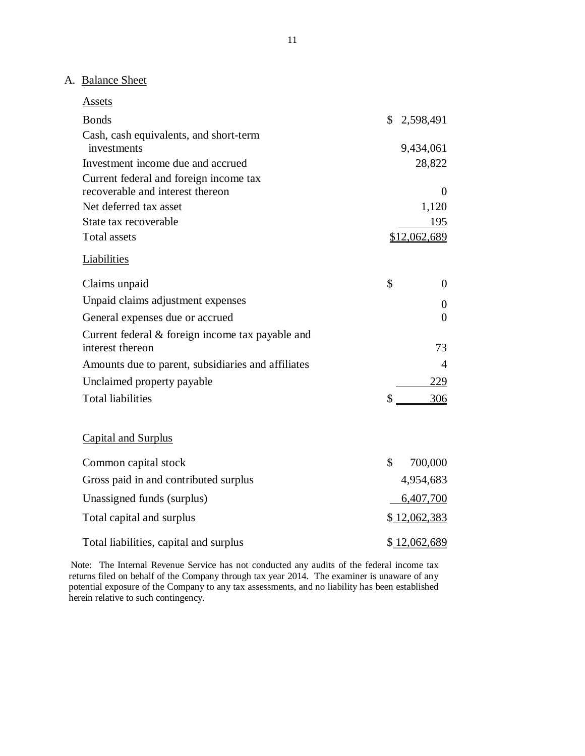## A. Balance Sheet

### Assets

| | |
|---|---|
| Bonds | $ 2,598,491 |
| Cash, cash equivalents, and short-term investments | 9,434,061 |
| Investment income due and accrued | 28,822 |
| Current federal and foreign income tax recoverable and interest thereon | 0 |
| Net deferred tax asset | 1,120 |
| State tax recoverable | 195 |
| Total assets | $12,062,689 |

### Liabilities

| | |
|---|---|
| Claims unpaid | $ 0 |
| Unpaid claims adjustment expenses | 0 |
| General expenses due or accrued | 0 |
| Current federal & foreign income tax payable and interest thereon | 73 |
| Amounts due to parent, subsidiaries and affiliates | 4 |
| Unclaimed property payable | 229 |
| Total liabilities | $ 306 |

### Capital and Surplus

| | |
|---|---|
| Common capital stock | $ 700,000 |
| Gross paid in and contributed surplus | 4,954,683 |
| Unassigned funds (surplus) | 6,407,700 |
| Total capital and surplus | $ 12,062,383 |
| Total liabilities, capital and surplus | $ 12,062,689 |

Note: The Internal Revenue Service has not conducted any audits of the federal income tax returns filed on behalf of the Company through tax year 2014. The examiner is unaware of any potential exposure of the Company to any tax assessments, and no liability has been established herein relative to such contingency.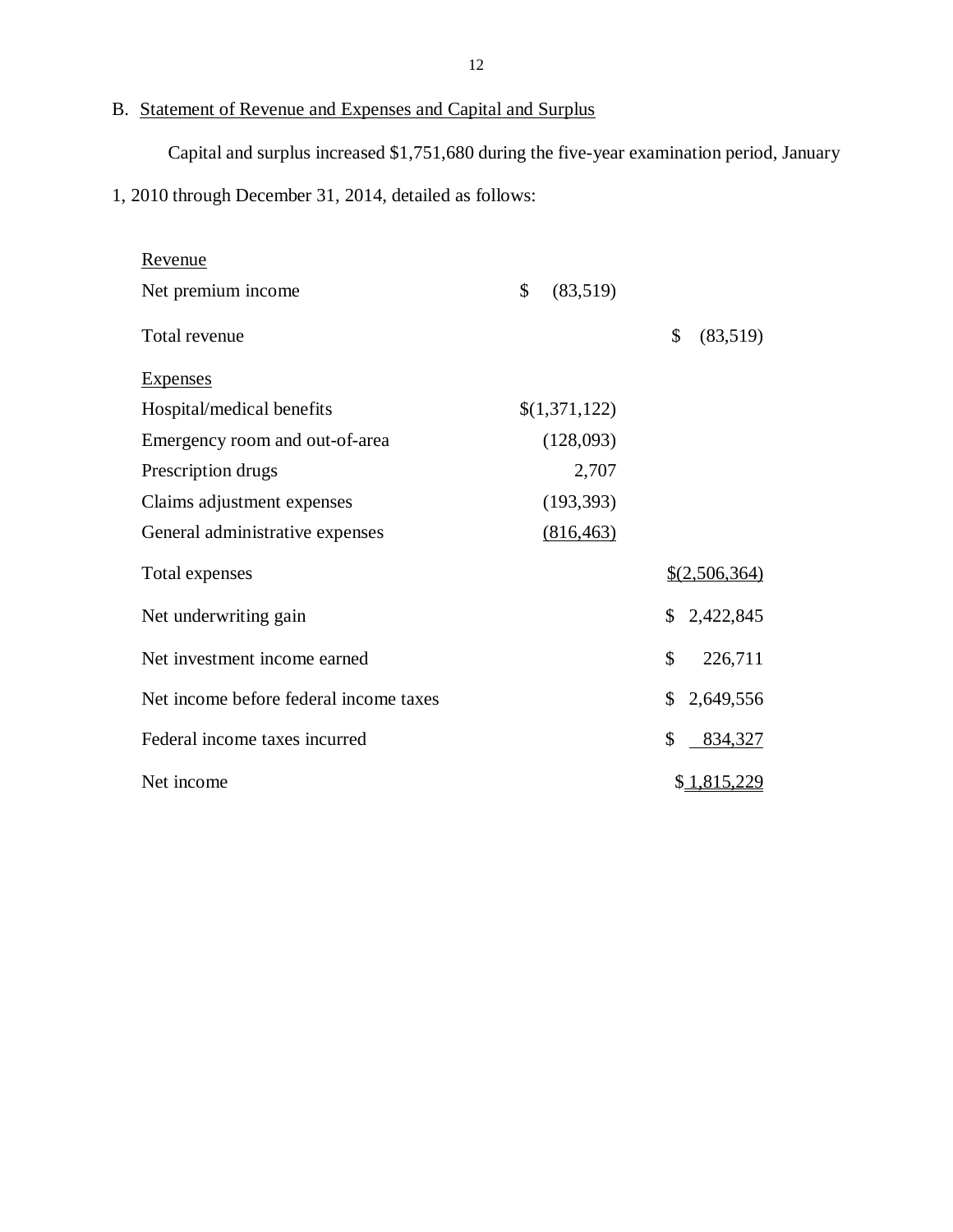B. Statement of Revenue and Expenses and Capital and Surplus

Capital and surplus increased $1,751,680 during the five-year examination period, January 1, 2010 through December 31, 2014, detailed as follows:

| | | |
|---|---|---|
| Revenue | | |
| Net premium income | $ (83,519) | |
| Total revenue | | $ (83,519) |
| Expenses | | |
| Hospital/medical benefits | $(1,371,122) | |
| Emergency room and out-of-area | (128,093) | |
| Prescription drugs | 2,707 | |
| Claims adjustment expenses | (193,393) | |
| General administrative expenses | (816,463) | |
| Total expenses | | $(2,506,364) |
| Net underwriting gain | | $ 2,422,845 |
| Net investment income earned | | $ 226,711 |
| Net income before federal income taxes | | $ 2,649,556 |
| Federal income taxes incurred | | $ 834,327 |
| Net income | | $ 1,815,229 |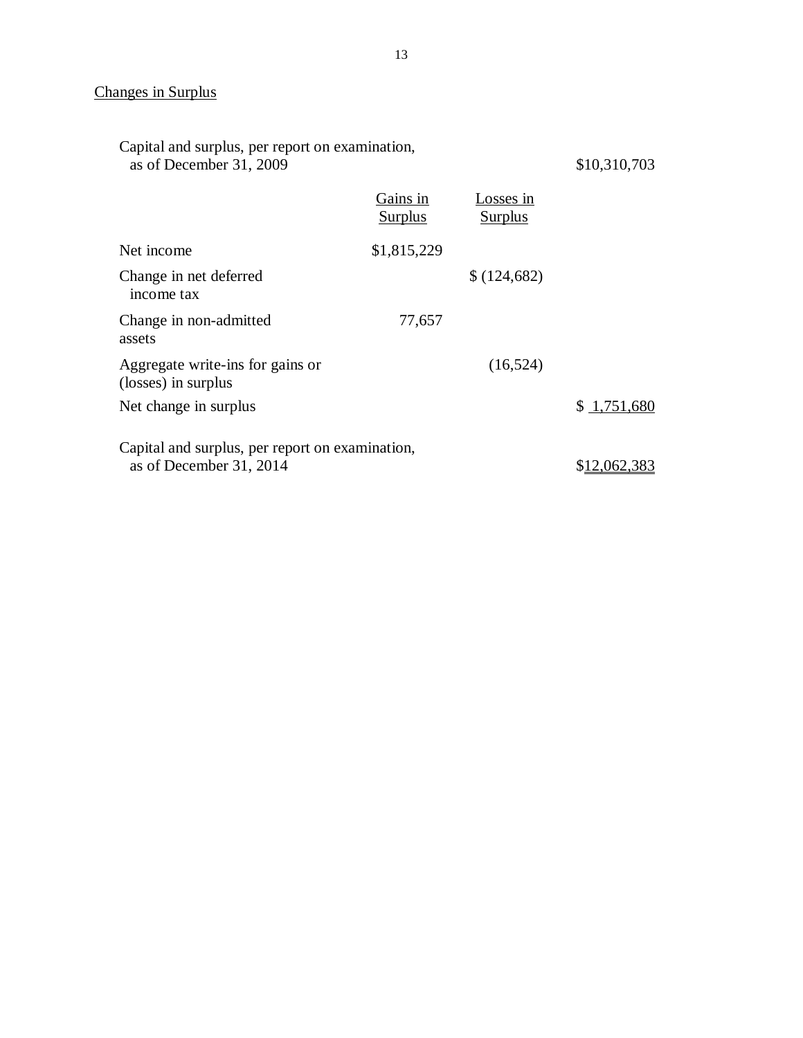Changes in Surplus

| | Gains in Surplus | Losses in Surplus | |
|---|---|---|---|
| Capital and surplus, per report on examination, as of December 31, 2009 | | | $10,310,703 |
| Net income | $1,815,229 | | |
| Change in net deferred income tax | | $ (124,682) | |
| Change in non-admitted assets | 77,657 | | |
| Aggregate write-ins for gains or (losses) in surplus | | (16,524) | |
| Net change in surplus | | | $ 1,751,680 |
| Capital and surplus, per report on examination, as of December 31, 2014 | | | $12,062,383 |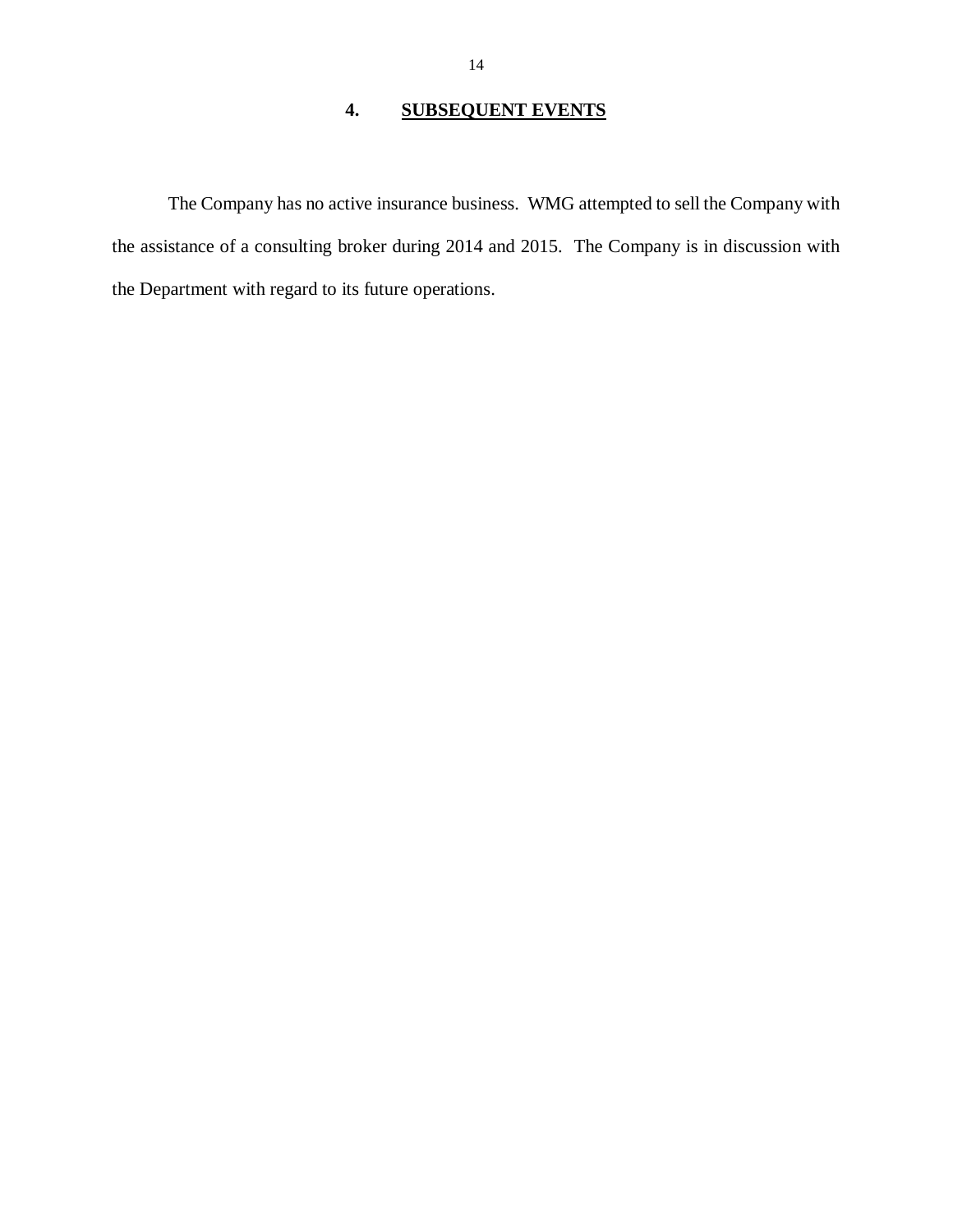## 4. SUBSEQUENT EVENTS

The Company has no active insurance business. WMG attempted to sell the Company with the assistance of a consulting broker during 2014 and 2015. The Company is in discussion with the Department with regard to its future operations.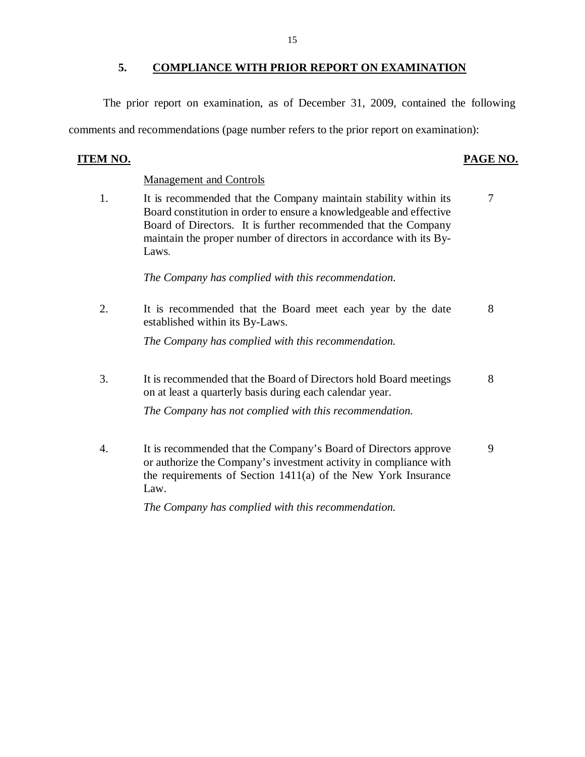## 5. COMPLIANCE WITH PRIOR REPORT ON EXAMINATION

The prior report on examination, as of December 31, 2009, contained the following comments and recommendations (page number refers to the prior report on examination):

| ITEM NO. | | PAGE NO. |
|---|---|---|
| | Management and Controls | |
| 1. | It is recommended that the Company maintain stability within its Board constitution in order to ensure a knowledgeable and effective Board of Directors. It is further recommended that the Company maintain the proper number of directors in accordance with its By-Laws.<br><br>*The Company has complied with this recommendation.* | 7 |
| 2. | It is recommended that the Board meet each year by the date established within its By-Laws.<br><br>*The Company has complied with this recommendation.* | 8 |
| 3. | It is recommended that the Board of Directors hold Board meetings on at least a quarterly basis during each calendar year.<br><br>*The Company has not complied with this recommendation.* | 8 |
| 4. | It is recommended that the Company's Board of Directors approve or authorize the Company's investment activity in compliance with the requirements of Section 1411(a) of the New York Insurance Law.<br><br>*The Company has complied with this recommendation.* | 9 |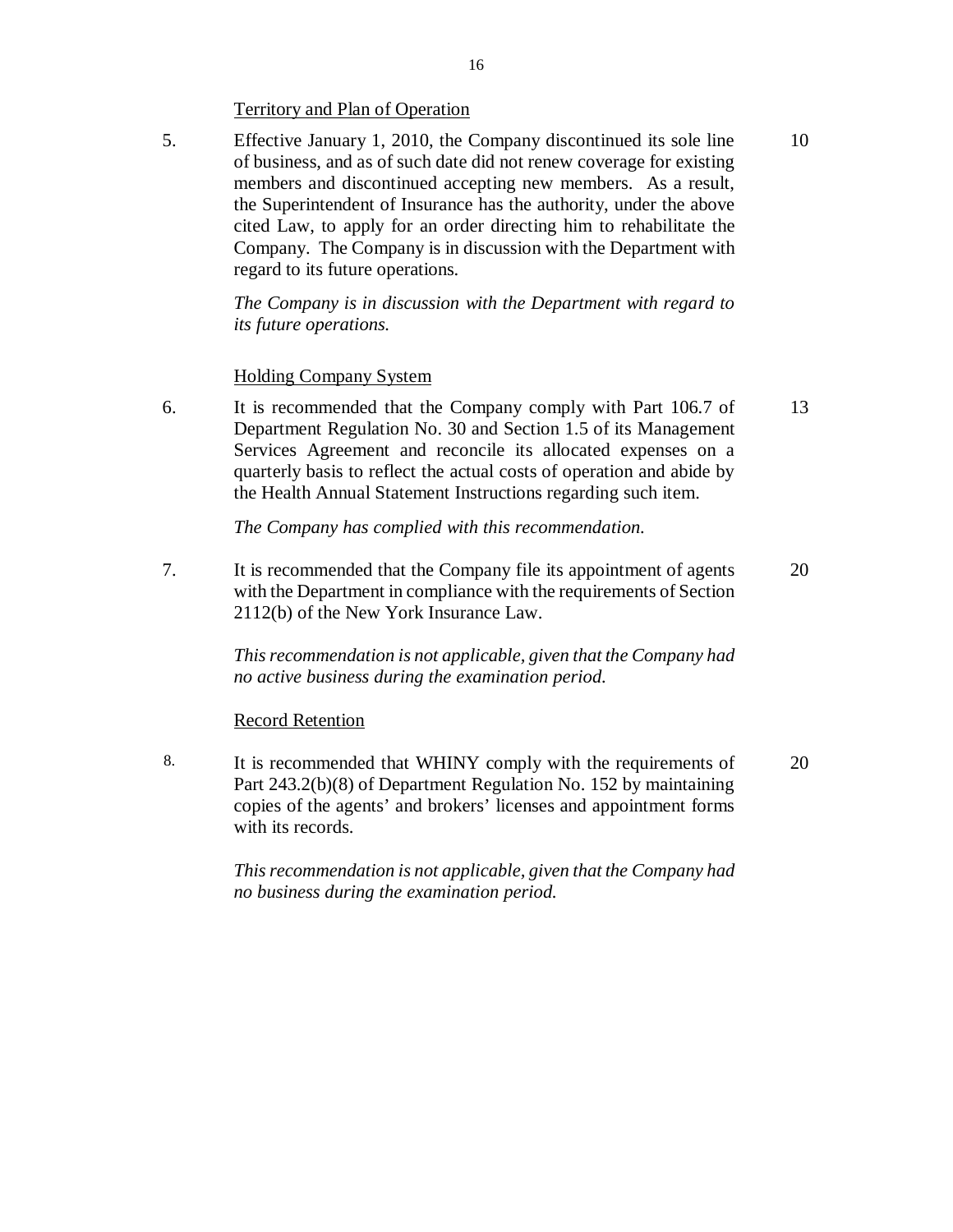Territory and Plan of Operation

| Item | Description | Page No(s). |
|---|---|---|
| 5. | Effective January 1, 2010, the Company discontinued its sole line of business, and as of such date did not renew coverage for existing members and discontinued accepting new members. As a result, the Superintendent of Insurance has the authority, under the above cited Law, to apply for an order directing him to rehabilitate the Company. The Company is in discussion with the Department with regard to its future operations.<br><br>*The Company is in discussion with the Department with regard to its future operations.* | 10 |

Holding Company System

| Item | Description | Page No(s). |
|---|---|---|
| 6. | It is recommended that the Company comply with Part 106.7 of Department Regulation No. 30 and Section 1.5 of its Management Services Agreement and reconcile its allocated expenses on a quarterly basis to reflect the actual costs of operation and abide by the Health Annual Statement Instructions regarding such item.<br><br>*The Company has complied with this recommendation.* | 13 |
| 7. | It is recommended that the Company file its appointment of agents with the Department in compliance with the requirements of Section 2112(b) of the New York Insurance Law.<br><br>*This recommendation is not applicable, given that the Company had no active business during the examination period.* | 20 |

Record Retention

| Item | Description | Page No(s). |
|---|---|---|
| 8. | It is recommended that WHINY comply with the requirements of Part 243.2(b)(8) of Department Regulation No. 152 by maintaining copies of the agents' and brokers' licenses and appointment forms with its records.<br><br>*This recommendation is not applicable, given that the Company had no business during the examination period.* | 20 |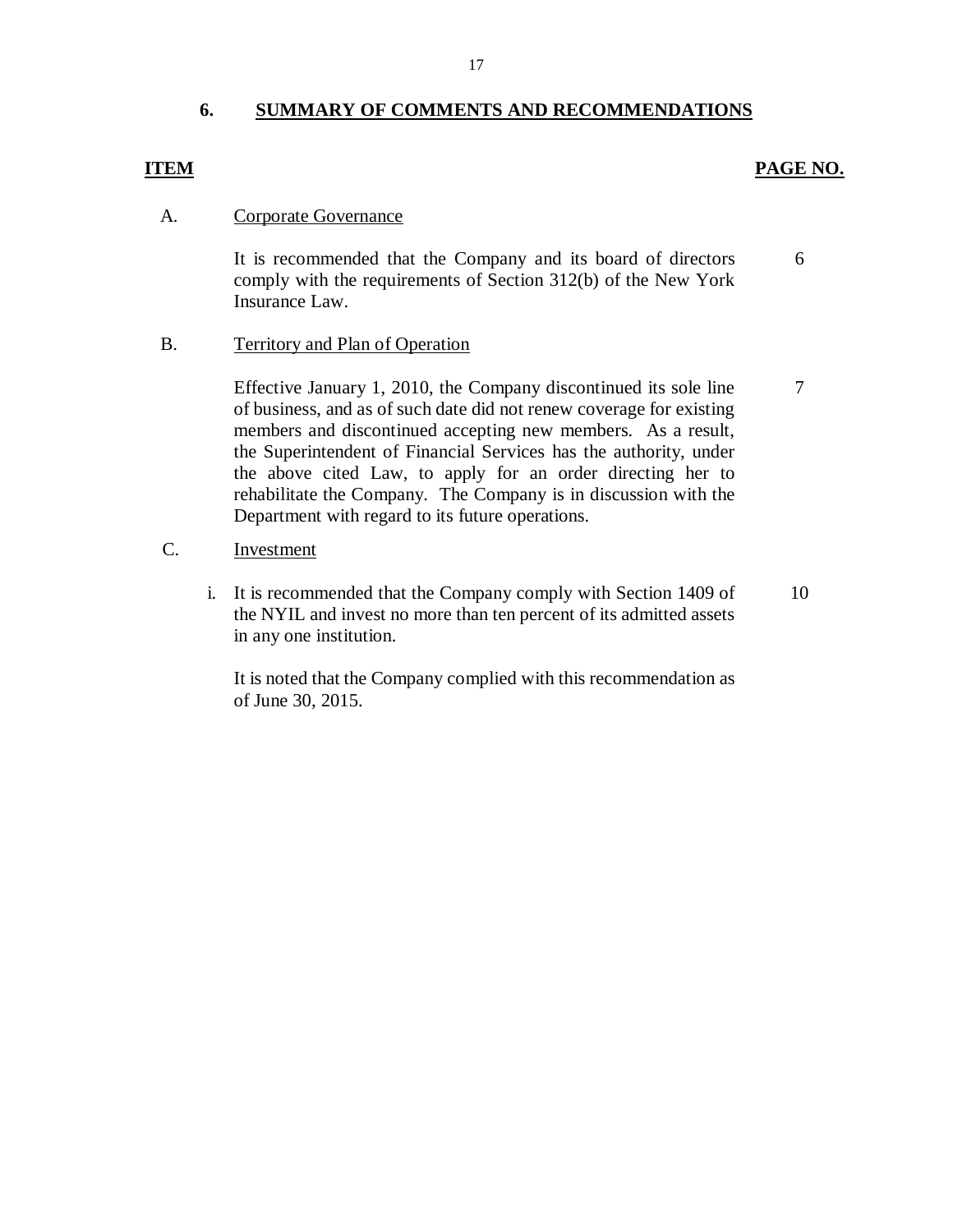## 6. SUMMARY OF COMMENTS AND RECOMMENDATIONS

| ITEM | | PAGE NO. |
|---|---|---|
| A. | Corporate Governance | |
| | It is recommended that the Company and its board of directors comply with the requirements of Section 312(b) of the New York Insurance Law. | 6 |
| B. | Territory and Plan of Operation | |
| | Effective January 1, 2010, the Company discontinued its sole line of business, and as of such date did not renew coverage for existing members and discontinued accepting new members. As a result, the Superintendent of Financial Services has the authority, under the above cited Law, to apply for an order directing her to rehabilitate the Company. The Company is in discussion with the Department with regard to its future operations. | 7 |
| C. | Investment | |
| | i. It is recommended that the Company comply with Section 1409 of the NYIL and invest no more than ten percent of its admitted assets in any one institution. | 10 |
| | It is noted that the Company complied with this recommendation as of June 30, 2015. | |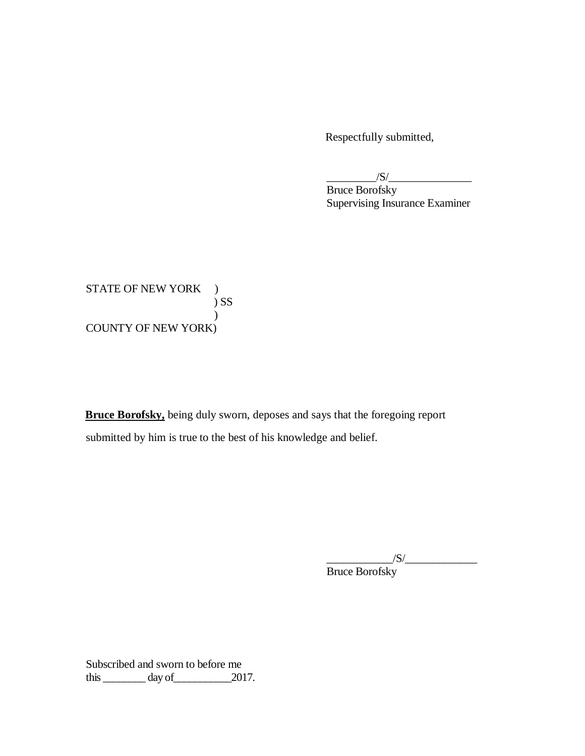Respectfully submitted,

_________/S/_______________
Bruce Borofsky
Supervising Insurance Examiner

STATE OF NEW YORK )
) SS
)
COUNTY OF NEW YORK)

**Bruce Borofsky,** being duly sworn, deposes and says that the foregoing report submitted by him is true to the best of his knowledge and belief.

____________/S/_____________
Bruce Borofsky

Subscribed and sworn to before me
this ________ day of___________2017.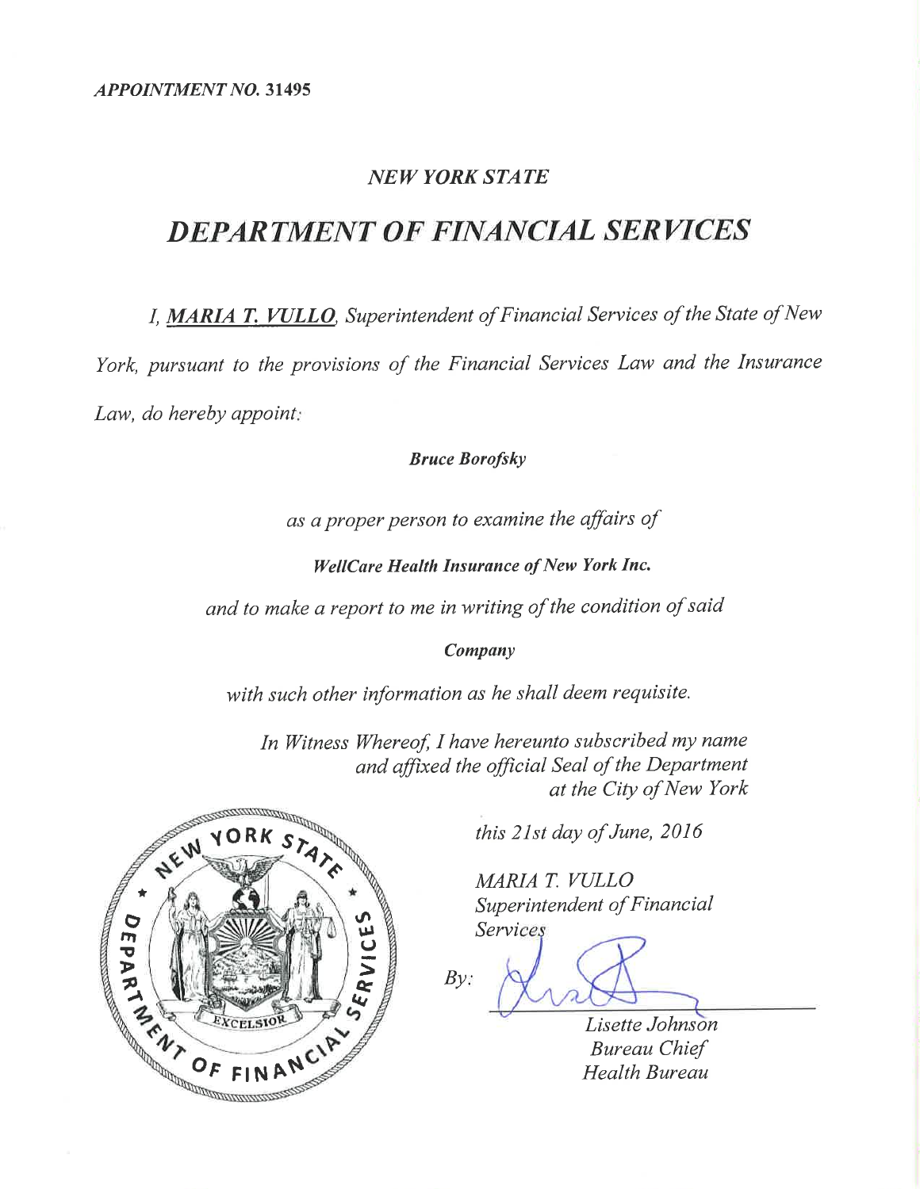*APPOINTMENT NO.* **31495**

## *NEW YORK STATE*

# *DEPARTMENT OF FINANCIAL SERVICES*

*I,* ***MARIA T. VULLO****, Superintendent of Financial Services of the State of New York, pursuant to the provisions of the Financial Services Law and the Insurance Law, do hereby appoint:*

***Bruce Borofsky***

*as a proper person to examine the affairs of*

***WellCare Health Insurance of New York Inc.***

*and to make a report to me in writing of the condition of said*

***Company***

*with such other information as he shall deem requisite.*

*In Witness Whereof, I have hereunto subscribed my name and affixed the official Seal of the Department at the City of New York*

*this 21st day of June, 2016*

*MARIA T. VULLO*
*Superintendent of Financial Services*

*By:*

*Lisette Johnson*
*Bureau Chief*
*Health Bureau*